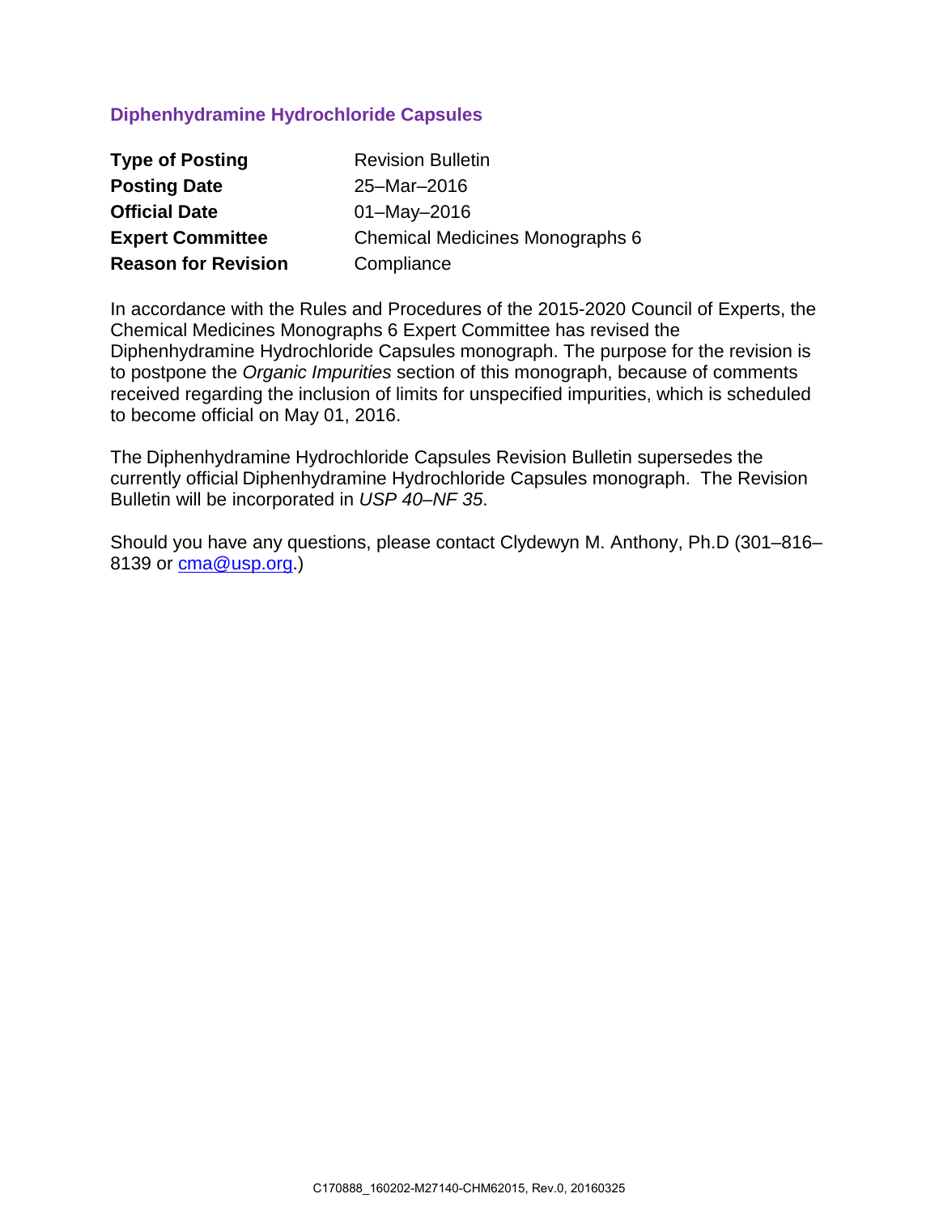# Diphenhydramine Hydrochloride Capsules

| | |
|---|---|
| **Type of Posting** | Revision Bulletin |
| **Posting Date** | 25–Mar–2016 |
| **Official Date** | 01–May–2016 |
| **Expert Committee** | Chemical Medicines Monographs 6 |
| **Reason for Revision** | Compliance |

In accordance with the Rules and Procedures of the 2015-2020 Council of Experts, the Chemical Medicines Monographs 6 Expert Committee has revised the Diphenhydramine Hydrochloride Capsules monograph. The purpose for the revision is to postpone the *Organic Impurities* section of this monograph, because of comments received regarding the inclusion of limits for unspecified impurities, which is scheduled to become official on May 01, 2016.

The Diphenhydramine Hydrochloride Capsules Revision Bulletin supersedes the currently official Diphenhydramine Hydrochloride Capsules monograph. The Revision Bulletin will be incorporated in *USP 40–NF 35*.

Should you have any questions, please contact Clydewyn M. Anthony, Ph.D (301–816–8139 or cma@usp.org.)

C170888_160202-M27140-CHM62015, Rev.0, 20160325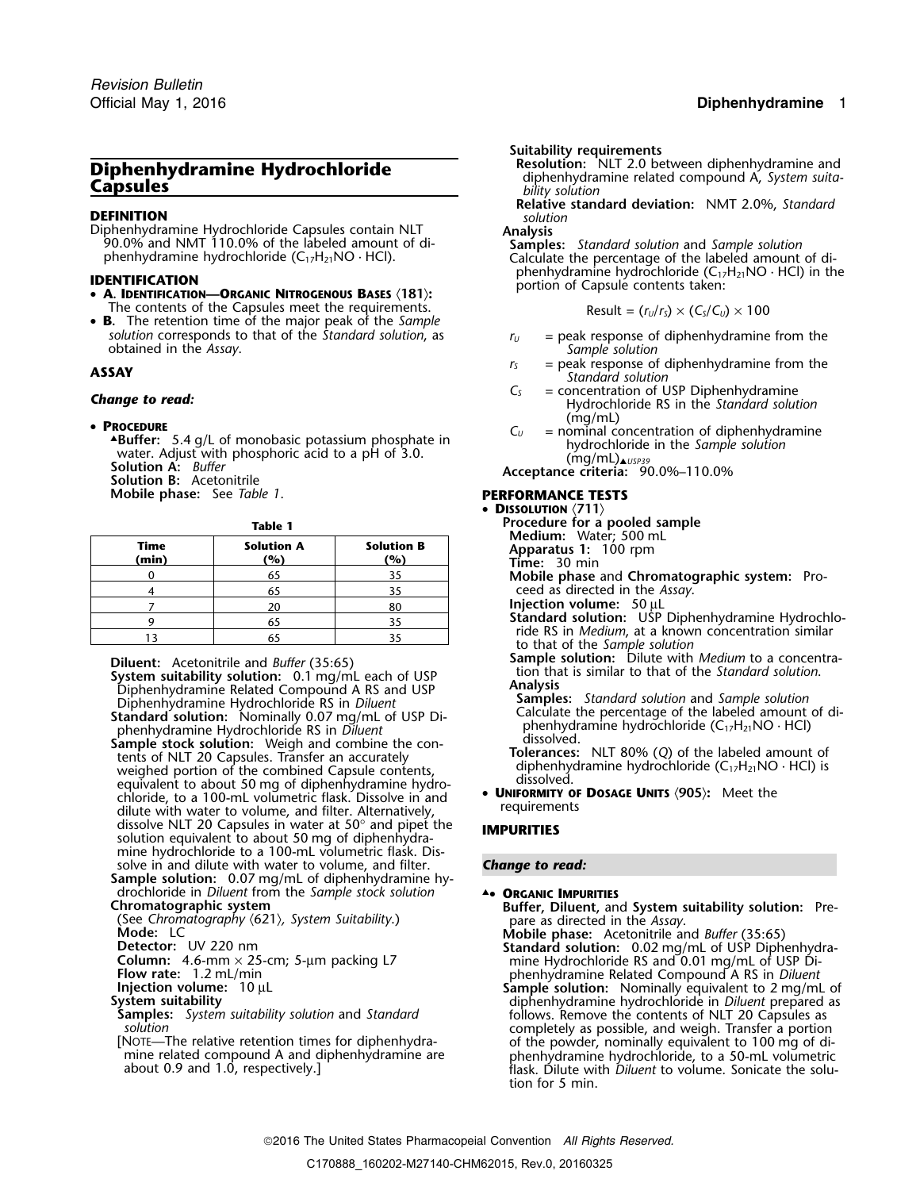Revision Bulletin
Official May 1, 2016

# Diphenhydramine Hydrochloride Capsules

## DEFINITION

Diphenhydramine Hydrochloride Capsules contain NLT 90.0% and NMT 110.0% of the labeled amount of diphenhydramine hydrochloride ($C_{17}H_{21}NO \cdot HCl$).

## IDENTIFICATION

- **A. Identification—Organic Nitrogenous Bases ⟨181⟩:** The contents of the Capsules meet the requirements.
- **B.** The retention time of the major peak of the *Sample solution* corresponds to that of the *Standard solution*, as obtained in the *Assay*.

## ASSAY

***Change to read:***

- **Procedure**

  ▲**Buffer:** 5.4 g/L of monobasic potassium phosphate in water. Adjust with phosphoric acid to a pH of 3.0.
  **Solution A:** *Buffer*
  **Solution B:** Acetonitrile
  **Mobile phase:** See *Table 1*.

**Table 1**

| Time (min) | Solution A (%) | Solution B (%) |
|---|---|---|
| 0 | 65 | 35 |
| 4 | 65 | 35 |
| 7 | 20 | 80 |
| 9 | 65 | 35 |
| 13 | 65 | 35 |

**Diluent:** Acetonitrile and *Buffer* (35:65)
**System suitability solution:** 0.1 mg/mL each of USP Diphenhydramine Related Compound A RS and USP Diphenhydramine Hydrochloride RS in *Diluent*
**Standard solution:** Nominally 0.07 mg/mL of USP Diphenhydramine Hydrochloride RS in *Diluent*
**Sample stock solution:** Weigh and combine the contents of NLT 20 Capsules. Transfer an accurately weighed portion of the combined Capsule contents, equivalent to about 50 mg of diphenhydramine hydrochloride, to a 100-mL volumetric flask. Dissolve in and dilute with water to volume, and filter. Alternatively, dissolve NLT 20 Capsules in water at 50° and pipet the solution equivalent to about 50 mg of diphenhydramine hydrochloride to a 100-mL volumetric flask. Dissolve in and dilute with water to volume, and filter.
**Sample solution:** 0.07 mg/mL of diphenhydramine hydrochloride in *Diluent* from the *Sample stock solution*
**Chromatographic system**
(See *Chromatography* ⟨621⟩, *System Suitability*.)
**Mode:** LC
**Detector:** UV 220 nm
**Column:** 4.6-mm × 25-cm; 5-µm packing L7
**Flow rate:** 1.2 mL/min
**Injection volume:** 10 µL
**System suitability**
**Samples:** *System suitability solution* and *Standard solution*
[Note—The relative retention times for diphenhydramine related compound A and diphenhydramine are about 0.9 and 1.0, respectively.]
**Suitability requirements**
**Resolution:** NLT 2.0 between diphenhydramine and diphenhydramine related compound A, *System suitability solution*
**Relative standard deviation:** NMT 2.0%, *Standard solution*
**Analysis**
**Samples:** *Standard solution* and *Sample solution*
Calculate the percentage of the labeled amount of diphenhydramine hydrochloride ($C_{17}H_{21}NO \cdot HCl$) in the portion of Capsule contents taken:

$$\text{Result} = (r_U/r_S) \times (C_S/C_U) \times 100$$

$r_U$ = peak response of diphenhydramine from the *Sample solution*
$r_S$ = peak response of diphenhydramine from the *Standard solution*
$C_S$ = concentration of USP Diphenhydramine Hydrochloride RS in the *Standard solution* (mg/mL)
$C_U$ = nominal concentration of diphenhydramine hydrochloride in the *Sample solution* (mg/mL)▲USP39

**Acceptance criteria:** 90.0%–110.0%

## PERFORMANCE TESTS

- **Dissolution ⟨711⟩**

  **Procedure for a pooled sample**
  **Medium:** Water; 500 mL
  **Apparatus 1:** 100 rpm
  **Time:** 30 min
  **Mobile phase** and **Chromatographic system:** Proceed as directed in the *Assay*.
  **Injection volume:** 50 µL
  **Standard solution:** USP Diphenhydramine Hydrochloride RS in *Medium*, at a known concentration similar to that of the *Sample solution*
  **Sample solution:** Dilute with *Medium* to a concentration that is similar to that of the *Standard solution*.
  **Analysis**
  **Samples:** *Standard solution* and *Sample solution*
  Calculate the percentage of the labeled amount of diphenhydramine hydrochloride ($C_{17}H_{21}NO \cdot HCl$) dissolved.
  **Tolerances:** NLT 80% (*Q*) of the labeled amount of diphenhydramine hydrochloride ($C_{17}H_{21}NO \cdot HCl$) is dissolved.

- **Uniformity of Dosage Units ⟨905⟩:** Meet the requirements

## IMPURITIES

***Change to read:***

- ▲**Organic Impurities**

  **Buffer, Diluent,** and **System suitability solution:** Prepare as directed in the *Assay*.
  **Mobile phase:** Acetonitrile and *Buffer* (35:65)
  **Standard solution:** 0.02 mg/mL of USP Diphenhydramine Hydrochloride RS and 0.01 mg/mL of USP Diphenhydramine Related Compound A RS in *Diluent*
  **Sample solution:** Nominally equivalent to 2 mg/mL of diphenhydramine hydrochloride in *Diluent* prepared as follows. Remove the contents of NLT 20 Capsules as completely as possible, and weigh. Transfer a portion of the powder, nominally equivalent to 100 mg of diphenhydramine hydrochloride, to a 50-mL volumetric flask. Dilute with *Diluent* to volume. Sonicate the solution for 5 min.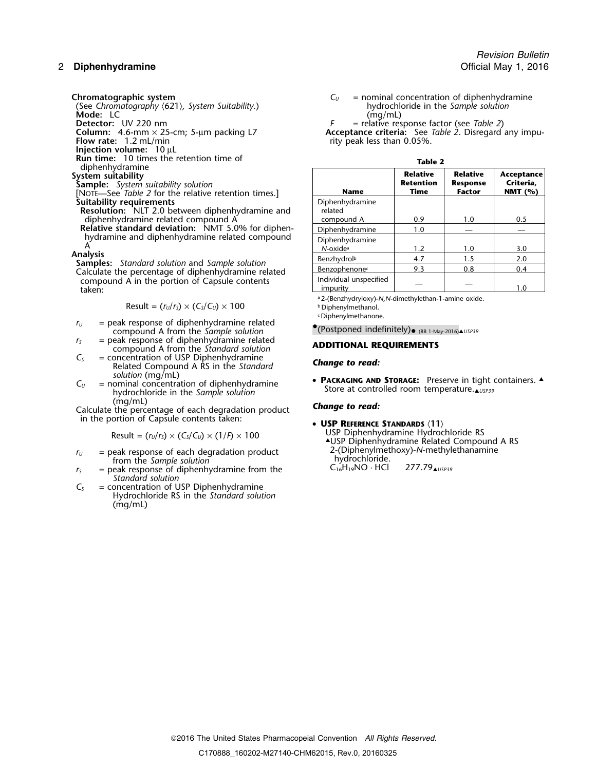**Chromatographic system**
(See *Chromatography* ⟨621⟩, *System Suitability*.)
**Mode:** LC
**Detector:** UV 220 nm
**Column:** 4.6-mm × 25-cm; 5-µm packing L7
**Flow rate:** 1.2 mL/min
**Injection volume:** 10 µL
**Run time:** 10 times the retention time of diphenhydramine

**System suitability**
**Sample:** *System suitability solution*
[NOTE—See *Table 2* for the relative retention times.]
**Suitability requirements**
**Resolution:** NLT 2.0 between diphenhydramine and diphenhydramine related compound A
**Relative standard deviation:** NMT 5.0% for diphenhydramine and diphenhydramine related compound A

**Analysis**
**Samples:** *Standard solution* and *Sample solution*
Calculate the percentage of diphenhydramine related compound A in the portion of Capsule contents taken:

$$\text{Result} = (r_U/r_S) \times (C_S/C_U) \times 100$$

$r_U$ = peak response of diphenhydramine related compound A from the *Sample solution*
$r_S$ = peak response of diphenhydramine related compound A from the *Standard solution*
$C_S$ = concentration of USP Diphenhydramine Related Compound A RS in the *Standard solution* (mg/mL)
$C_U$ = nominal concentration of diphenhydramine hydrochloride in the *Sample solution* (mg/mL)

Calculate the percentage of each degradation product in the portion of Capsule contents taken:

$$\text{Result} = (r_U/r_S) \times (C_S/C_U) \times (1/F) \times 100$$

$r_U$ = peak response of each degradation product from the *Sample solution*
$r_S$ = peak response of diphenhydramine from the *Standard solution*
$C_S$ = concentration of USP Diphenhydramine Hydrochloride RS in the *Standard solution* (mg/mL)
$C_U$ = nominal concentration of diphenhydramine hydrochloride in the *Sample solution* (mg/mL)
$F$ = relative response factor (see *Table 2*)

**Acceptance criteria:** See *Table 2*. Disregard any impurity peak less than 0.05%.

**Table 2**

| Name | Relative Retention Time | Relative Response Factor | Acceptance Criteria, NMT (%) |
|---|---|---|---|
| Diphenhydramine related compound A | 0.9 | 1.0 | 0.5 |
| Diphenhydramine | 1.0 | — | — |
| Diphenhydramine *N*-oxide[a] | 1.2 | 1.0 | 3.0 |
| Benzhydrol[b] | 4.7 | 1.5 | 2.0 |
| Benzophenone[c] | 9.3 | 0.8 | 0.4 |
| Individual unspecified impurity | — | — | 1.0 |

[a] 2-(Benzhydryloxy)-*N*,*N*-dimethylethan-1-amine oxide.
[b] Diphenylmethanol.
[c] Diphenylmethanone.

•(Postponed indefinitely)• (RB 1-May-2016)▲USP39

## ADDITIONAL REQUIREMENTS

***Change to read:***

- **PACKAGING AND STORAGE:** Preserve in tight containers. ▲Store at controlled room temperature.▲USP39

***Change to read:***

- **USP REFERENCE STANDARDS** ⟨11⟩
  USP Diphenhydramine Hydrochloride RS
  ▲USP Diphenhydramine Related Compound A RS
  2-(Diphenylmethoxy)-*N*-methylethanamine hydrochloride.
  $C_{16}H_{19}NO \cdot HCl$ 277.79▲USP39